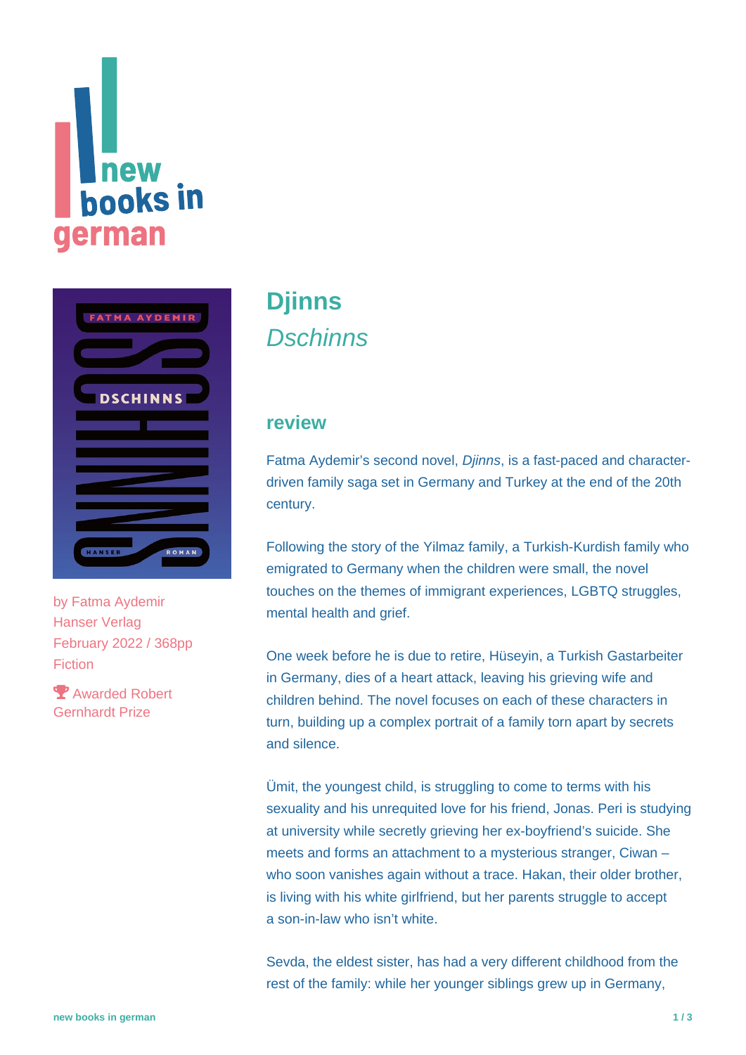# Djinns

*Dschinns*

by Fatma Aydemir
Hanser Verlag
February 2022 / 368pp
Fiction

Awarded Robert Gernhardt Prize

## review

Fatma Aydemir's second novel, *Djinns*, is a fast-paced and character-driven family saga set in Germany and Turkey at the end of the 20th century.

Following the story of the Yilmaz family, a Turkish-Kurdish family who emigrated to Germany when the children were small, the novel touches on the themes of immigrant experiences, LGBTQ struggles, mental health and grief.

One week before he is due to retire, Hüseyin, a Turkish Gastarbeiter in Germany, dies of a heart attack, leaving his grieving wife and children behind. The novel focuses on each of these characters in turn, building up a complex portrait of a family torn apart by secrets and silence.

Ümit, the youngest child, is struggling to come to terms with his sexuality and his unrequited love for his friend, Jonas. Peri is studying at university while secretly grieving her ex-boyfriend's suicide. She meets and forms an attachment to a mysterious stranger, Ciwan – who soon vanishes again without a trace. Hakan, their older brother, is living with his white girlfriend, but her parents struggle to accept a son-in-law who isn't white.

Sevda, the eldest sister, has had a very different childhood from the rest of the family: while her younger siblings grew up in Germany,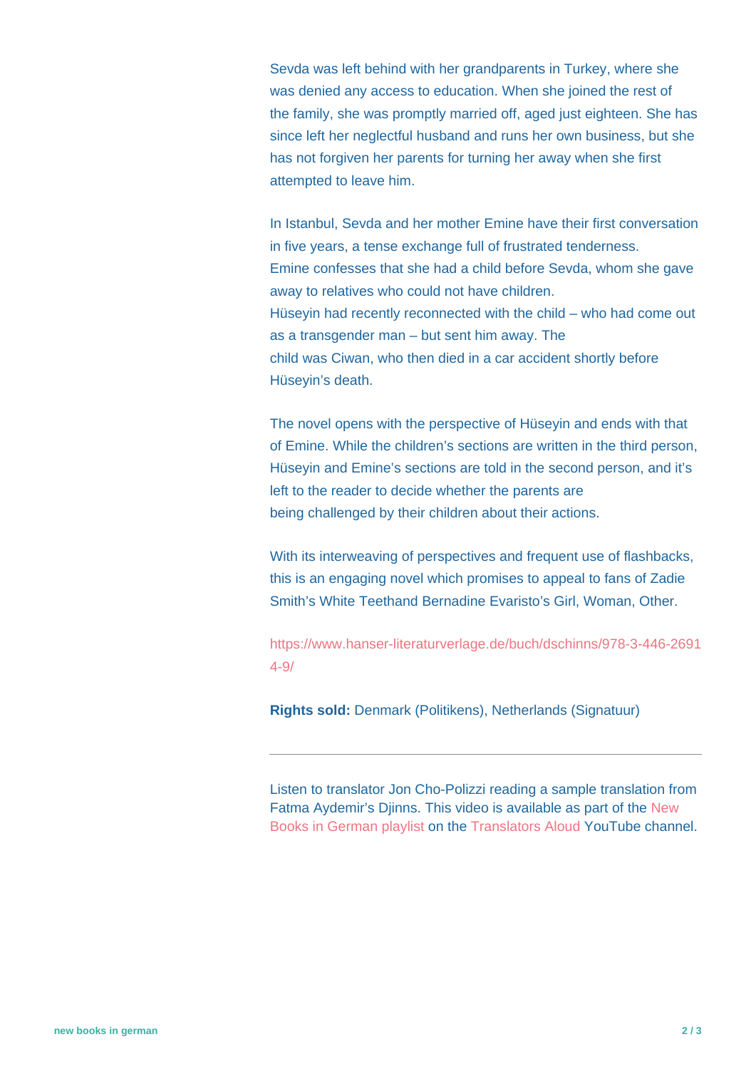Sevda was left behind with her grandparents in Turkey, where she was denied any access to education. When she joined the rest of the family, she was promptly married off, aged just eighteen. She has since left her neglectful husband and runs her own business, but she has not forgiven her parents for turning her away when she first attempted to leave him.

In Istanbul, Sevda and her mother Emine have their first conversation in five years, a tense exchange full of frustrated tenderness. Emine confesses that she had a child before Sevda, whom she gave away to relatives who could not have children. Hüseyin had recently reconnected with the child – who had come out as a transgender man – but sent him away. The child was Ciwan, who then died in a car accident shortly before Hüseyin's death.

The novel opens with the perspective of Hüseyin and ends with that of Emine. While the children's sections are written in the third person, Hüseyin and Emine's sections are told in the second person, and it's left to the reader to decide whether the parents are being challenged by their children about their actions.

With its interweaving of perspectives and frequent use of flashbacks, this is an engaging novel which promises to appeal to fans of Zadie Smith's White Teethand Bernadine Evaristo's Girl, Woman, Other.

https://www.hanser-literaturverlage.de/buch/dschinns/978-3-446-26914-9/

**Rights sold:** Denmark (Politikens), Netherlands (Signatuur)

---

Listen to translator Jon Cho-Polizzi reading a sample translation from Fatma Aydemir's Djinns. This video is available as part of the New Books in German playlist on the Translators Aloud YouTube channel.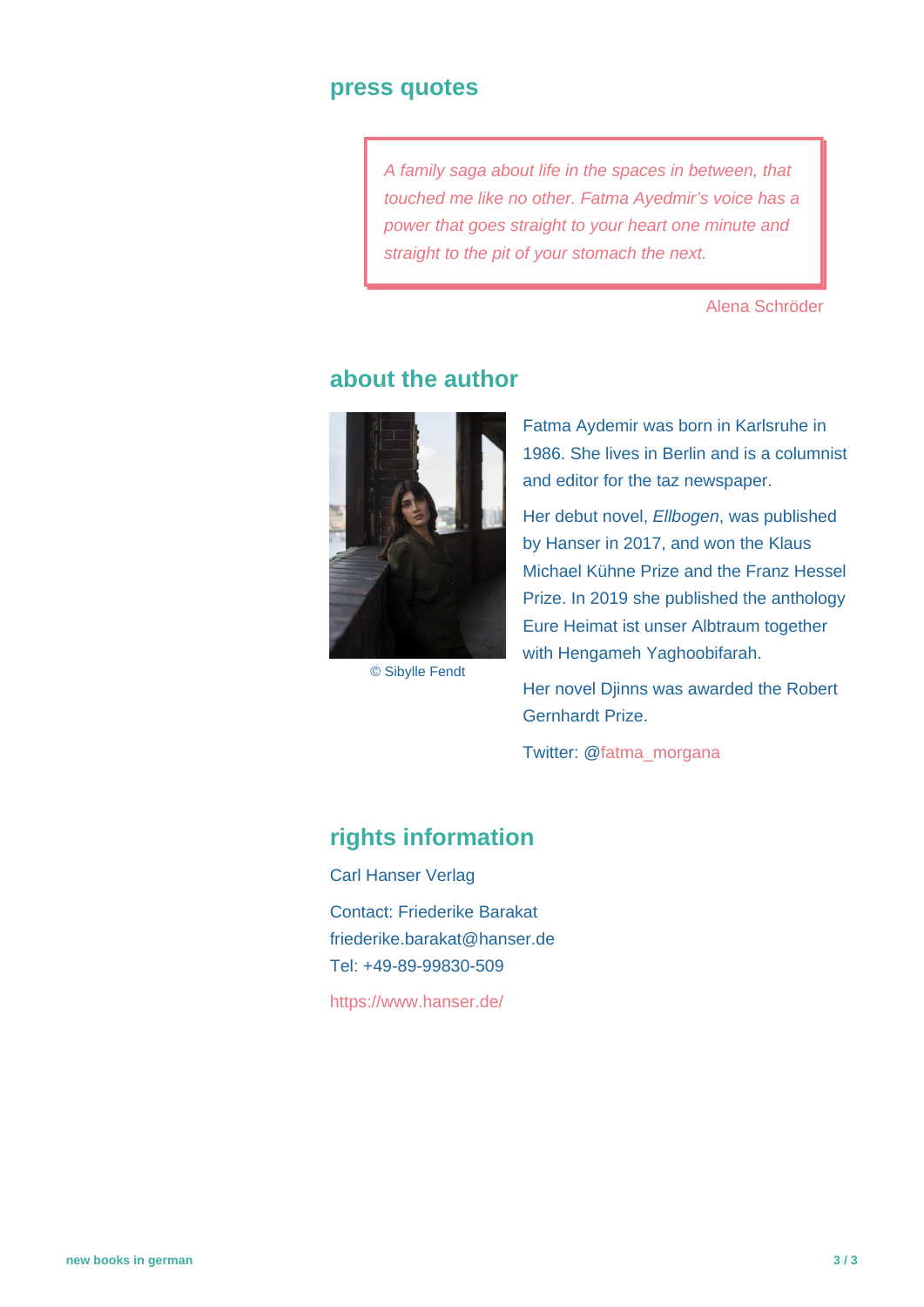## press quotes

> *A family saga about life in the spaces in between, that touched me like no other. Fatma Ayedmir's voice has a power that goes straight to your heart one minute and straight to the pit of your stomach the next.*

Alena Schröder

## about the author

© Sibylle Fendt

Fatma Aydemir was born in Karlsruhe in 1986. She lives in Berlin and is a columnist and editor for the taz newspaper.

Her debut novel, *Ellbogen*, was published by Hanser in 2017, and won the Klaus Michael Kühne Prize and the Franz Hessel Prize. In 2019 she published the anthology Eure Heimat ist unser Albtraum together with Hengameh Yaghoobifarah.

Her novel Djinns was awarded the Robert Gernhardt Prize.

Twitter: @fatma_morgana

## rights information

Carl Hanser Verlag

Contact: Friederike Barakat
friederike.barakat@hanser.de
Tel: +49-89-99830-509

https://www.hanser.de/